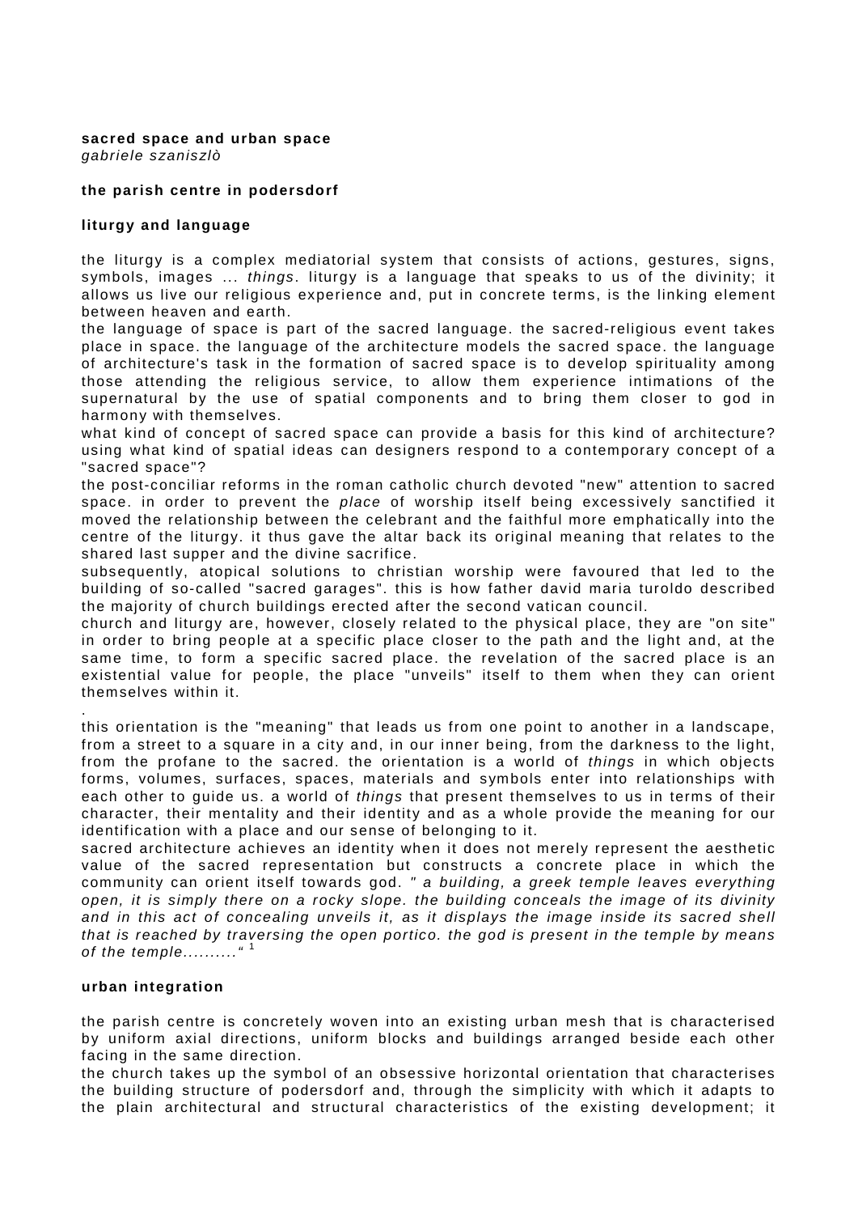**sacred space and urban space**
*gabriele szaniszlò*

**the parish centre in podersdorf**

**liturgy and language**

the liturgy is a complex mediatorial system that consists of actions, gestures, signs, symbols, images ... *things*. liturgy is a language that speaks to us of the divinity; it allows us live our religious experience and, put in concrete terms, is the linking element between heaven and earth.
the language of space is part of the sacred language. the sacred-religious event takes place in space. the language of the architecture models the sacred space. the language of architecture's task in the formation of sacred space is to develop spirituality among those attending the religious service, to allow them experience intimations of the supernatural by the use of spatial components and to bring them closer to god in harmony with themselves.
what kind of concept of sacred space can provide a basis for this kind of architecture? using what kind of spatial ideas can designers respond to a contemporary concept of a "sacred space"?
the post-conciliar reforms in the roman catholic church devoted "new" attention to sacred space. in order to prevent the *place* of worship itself being excessively sanctified it moved the relationship between the celebrant and the faithful more emphatically into the centre of the liturgy. it thus gave the altar back its original meaning that relates to the shared last supper and the divine sacrifice.
subsequently, atopical solutions to christian worship were favoured that led to the building of so-called "sacred garages". this is how father david maria turoldo described the majority of church buildings erected after the second vatican council.
church and liturgy are, however, closely related to the physical place, they are "on site" in order to bring people at a specific place closer to the path and the light and, at the same time, to form a specific sacred place. the revelation of the sacred place is an existential value for people, the place "unveils" itself to them when they can orient themselves within it.
.
this orientation is the "meaning" that leads us from one point to another in a landscape, from a street to a square in a city and, in our inner being, from the darkness to the light, from the profane to the sacred. the orientation is a world of *things* in which objects forms, volumes, surfaces, spaces, materials and symbols enter into relationships with each other to guide us. a world of *things* that present themselves to us in terms of their character, their mentality and their identity and as a whole provide the meaning for our identification with a place and our sense of belonging to it.
sacred architecture achieves an identity when it does not merely represent the aesthetic value of the sacred representation but constructs a concrete place in which the community can orient itself towards god. *" a building, a greek temple leaves everything open, it is simply there on a rocky slope. the building conceals the image of its divinity and in this act of concealing unveils it, as it displays the image inside its sacred shell that is reached by traversing the open portico. the god is present in the temple by means of the temple.........."* [1]

**urban integration**

the parish centre is concretely woven into an existing urban mesh that is characterised by uniform axial directions, uniform blocks and buildings arranged beside each other facing in the same direction.
the church takes up the symbol of an obsessive horizontal orientation that characterises the building structure of podersdorf and, through the simplicity with which it adapts to the plain architectural and structural characteristics of the existing development; it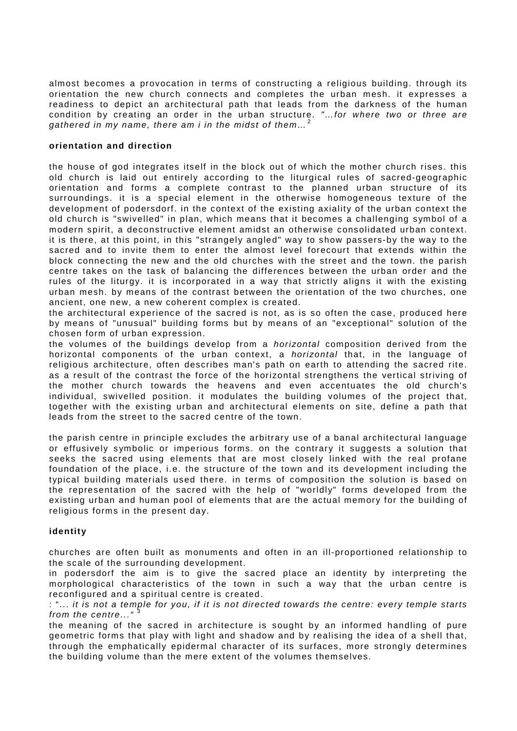almost becomes a provocation in terms of constructing a religious building. through its orientation the new church connects and completes the urban mesh. it expresses a readiness to depict an architectural path that leads from the darkness of the human condition by creating an order in the urban structure. *"...for where two or three are gathered in my name, there am i in the midst of them...*[2]

**orientation and direction**

the house of god integrates itself in the block out of which the mother church rises. this old church is laid out entirely according to the liturgical rules of sacred-geographic orientation and forms a complete contrast to the planned urban structure of its surroundings. it is a special element in the otherwise homogeneous texture of the development of podersdorf. in the context of the existing axiality of the urban context the old church is "swivelled" in plan, which means that it becomes a challenging symbol of a modern spirit, a deconstructive element amidst an otherwise consolidated urban context. it is there, at this point, in this "strangely angled" way to show passers-by the way to the sacred and to invite them to enter the almost level forecourt that extends within the block connecting the new and the old churches with the street and the town. the parish centre takes on the task of balancing the differences between the urban order and the rules of the liturgy. it is incorporated in a way that strictly aligns it with the existing urban mesh. by means of the contrast between the orientation of the two churches, one ancient, one new, a new coherent complex is created.
the architectural experience of the sacred is not, as is so often the case, produced here by means of "unusual" building forms but by means of an "exceptional" solution of the chosen form of urban expression.
the volumes of the buildings develop from a *horizontal* composition derived from the horizontal components of the urban context, a *horizontal* that, in the language of religious architecture, often describes man's path on earth to attending the sacred rite. as a result of the contrast the force of the horizontal strengthens the vertical striving of the mother church towards the heavens and even accentuates the old church's individual, swivelled position. it modulates the building volumes of the project that, together with the existing urban and architectural elements on site, define a path that leads from the street to the sacred centre of the town.

the parish centre in principle excludes the arbitrary use of a banal architectural language or effusively symbolic or imperious forms. on the contrary it suggests a solution that seeks the sacred using elements that are most closely linked with the real profane foundation of the place, i.e. the structure of the town and its development including the typical building materials used there. in terms of composition the solution is based on the representation of the sacred with the help of "worldly" forms developed from the existing urban and human pool of elements that are the actual memory for the building of religious forms in the present day.

**identity**

churches are often built as monuments and often in an ill-proportioned relationship to the scale of the surrounding development.
in podersdorf the aim is to give the sacred place an identity by interpreting the morphological characteristics of the town in such a way that the urban centre is reconfigured and a spiritual centre is created.
: "... *it is not a temple for you, if it is not directed towards the centre: every temple starts from the centre...*"[3]
the meaning of the sacred in architecture is sought by an informed handling of pure geometric forms that play with light and shadow and by realising the idea of a shell that, through the emphatically epidermal character of its surfaces, more strongly determines the building volume than the mere extent of the volumes themselves.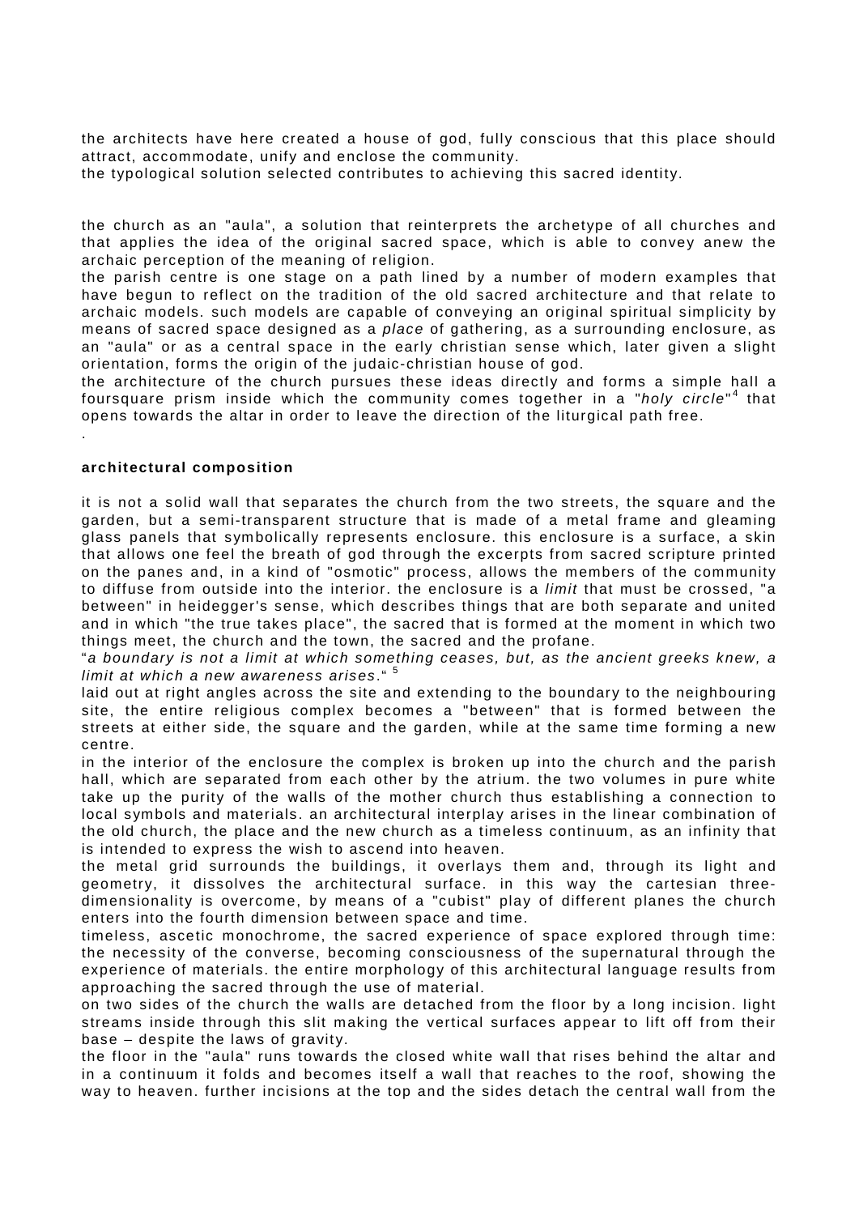the architects have here created a house of god, fully conscious that this place should attract, accommodate, unify and enclose the community.
the typological solution selected contributes to achieving this sacred identity.

the church as an "aula", a solution that reinterprets the archetype of all churches and that applies the idea of the original sacred space, which is able to convey anew the archaic perception of the meaning of religion.
the parish centre is one stage on a path lined by a number of modern examples that have begun to reflect on the tradition of the old sacred architecture and that relate to archaic models. such models are capable of conveying an original spiritual simplicity by means of sacred space designed as a *place* of gathering, as a surrounding enclosure, as an "aula" or as a central space in the early christian sense which, later given a slight orientation, forms the origin of the judaic-christian house of god.
the architecture of the church pursues these ideas directly and forms a simple hall a foursquare prism inside which the community comes together in a "*holy circle*"[4] that opens towards the altar in order to leave the direction of the liturgical path free.
.

**architectural composition**

it is not a solid wall that separates the church from the two streets, the square and the garden, but a semi-transparent structure that is made of a metal frame and gleaming glass panels that symbolically represents enclosure. this enclosure is a surface, a skin that allows one feel the breath of god through the excerpts from sacred scripture printed on the panes and, in a kind of "osmotic" process, allows the members of the community to diffuse from outside into the interior. the enclosure is a *limit* that must be crossed, "a between" in heidegger's sense, which describes things that are both separate and united and in which "the true takes place", the sacred that is formed at the moment in which two things meet, the church and the town, the sacred and the profane.
"*a boundary is not a limit at which something ceases, but, as the ancient greeks knew, a limit at which a new awareness arises*." [5]
laid out at right angles across the site and extending to the boundary to the neighbouring site, the entire religious complex becomes a "between" that is formed between the streets at either side, the square and the garden, while at the same time forming a new centre.
in the interior of the enclosure the complex is broken up into the church and the parish hall, which are separated from each other by the atrium. the two volumes in pure white take up the purity of the walls of the mother church thus establishing a connection to local symbols and materials. an architectural interplay arises in the linear combination of the old church, the place and the new church as a timeless continuum, as an infinity that is intended to express the wish to ascend into heaven.
the metal grid surrounds the buildings, it overlays them and, through its light and geometry, it dissolves the architectural surface. in this way the cartesian three-dimensionality is overcome, by means of a "cubist" play of different planes the church enters into the fourth dimension between space and time.
timeless, ascetic monochrome, the sacred experience of space explored through time: the necessity of the converse, becoming consciousness of the supernatural through the experience of materials. the entire morphology of this architectural language results from approaching the sacred through the use of material.
on two sides of the church the walls are detached from the floor by a long incision. light streams inside through this slit making the vertical surfaces appear to lift off from their base – despite the laws of gravity.
the floor in the "aula" runs towards the closed white wall that rises behind the altar and in a continuum it folds and becomes itself a wall that reaches to the roof, showing the way to heaven. further incisions at the top and the sides detach the central wall from the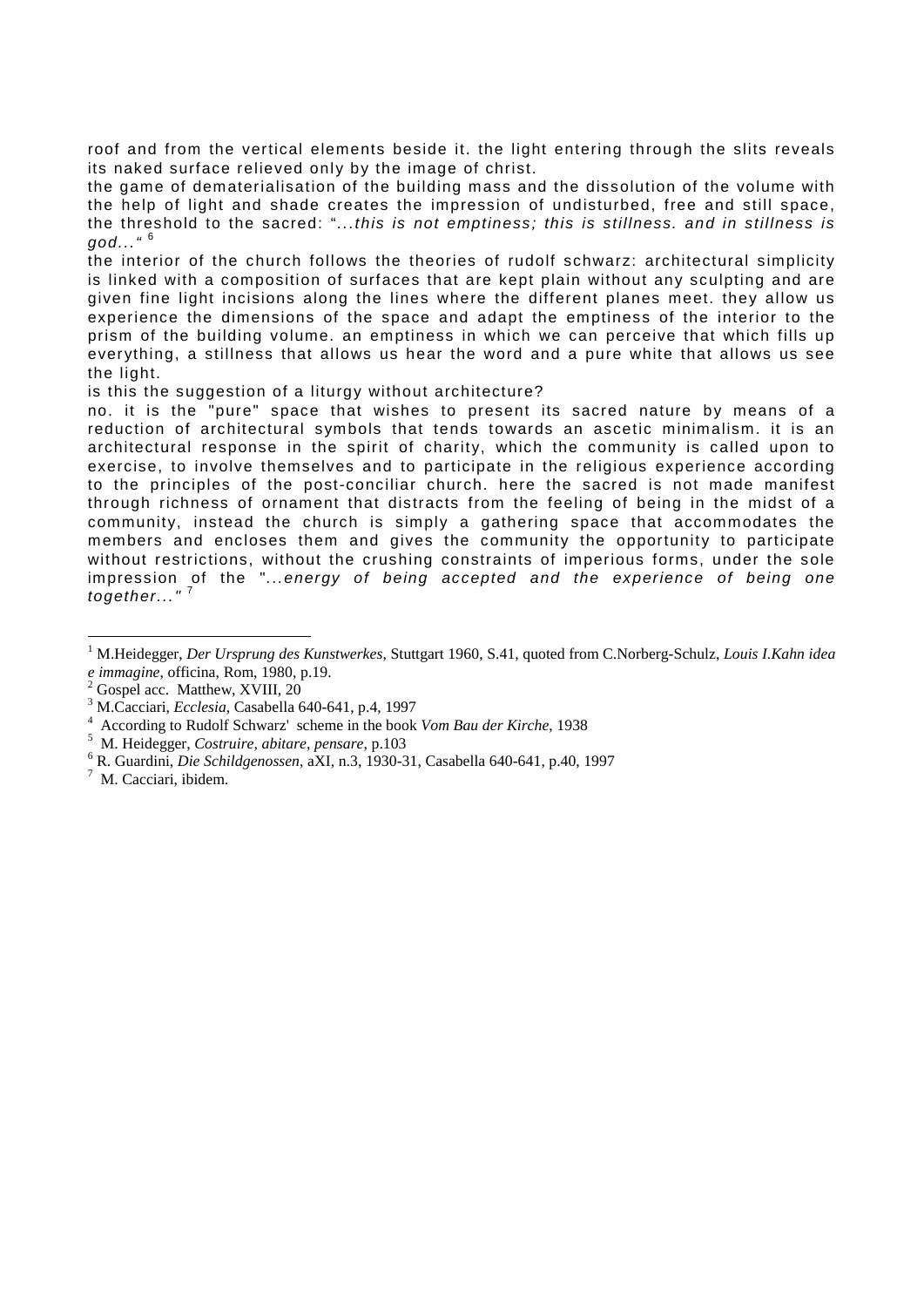roof and from the vertical elements beside it. the light entering through the slits reveals its naked surface relieved only by the image of christ.

the game of dematerialisation of the building mass and the dissolution of the volume with the help of light and shade creates the impression of undisturbed, free and still space, the threshold to the sacred: "*...this is not emptiness; this is stillness. and in stillness is god...*" [6]

the interior of the church follows the theories of rudolf schwarz: architectural simplicity is linked with a composition of surfaces that are kept plain without any sculpting and are given fine light incisions along the lines where the different planes meet. they allow us experience the dimensions of the space and adapt the emptiness of the interior to the prism of the building volume. an emptiness in which we can perceive that which fills up everything, a stillness that allows us hear the word and a pure white that allows us see the light.

is this the suggestion of a liturgy without architecture?

no. it is the "pure" space that wishes to present its sacred nature by means of a reduction of architectural symbols that tends towards an ascetic minimalism. it is an architectural response in the spirit of charity, which the community is called upon to exercise, to involve themselves and to participate in the religious experience according to the principles of the post-conciliar church. here the sacred is not made manifest through richness of ornament that distracts from the feeling of being in the midst of a community, instead the church is simply a gathering space that accommodates the members and encloses them and gives the community the opportunity to participate without restrictions, without the crushing constraints of imperious forms, under the sole impression of the "*...energy of being accepted and the experience of being one together...*" [7]

---

[1] M.Heidegger, *Der Ursprung des Kunstwerkes*, Stuttgart 1960, S.41, quoted from C.Norberg-Schulz, *Louis I.Kahn idea e immagine*, officina, Rom, 1980, p.19.

[2] Gospel acc. Matthew, XVIII, 20

[3] M.Cacciari, *Ecclesia*, Casabella 640-641, p.4, 1997

[4] According to Rudolf Schwarz' scheme in the book *Vom Bau der Kirche*, 1938

[5] M. Heidegger, *Costruire, abitare, pensare*, p.103

[6] R. Guardini, *Die Schildgenossen*, aXI, n.3, 1930-31, Casabella 640-641, p.40, 1997

[7] M. Cacciari, ibidem.